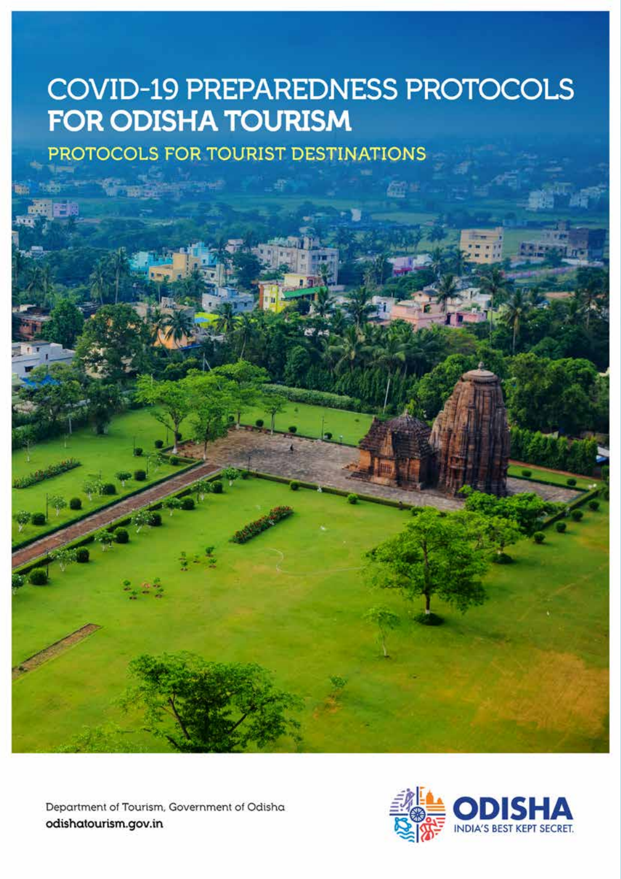# COVID-19 PREPAREDNESS PROTOCOLS FOR ODISHA TOURISM

## PROTOCOLS FOR TOURIST DESTINATIONS

Department of Tourism, Government of Odisha

odishatourism.gov.in

ODISHA
INDIA'S BEST KEPT SECRET.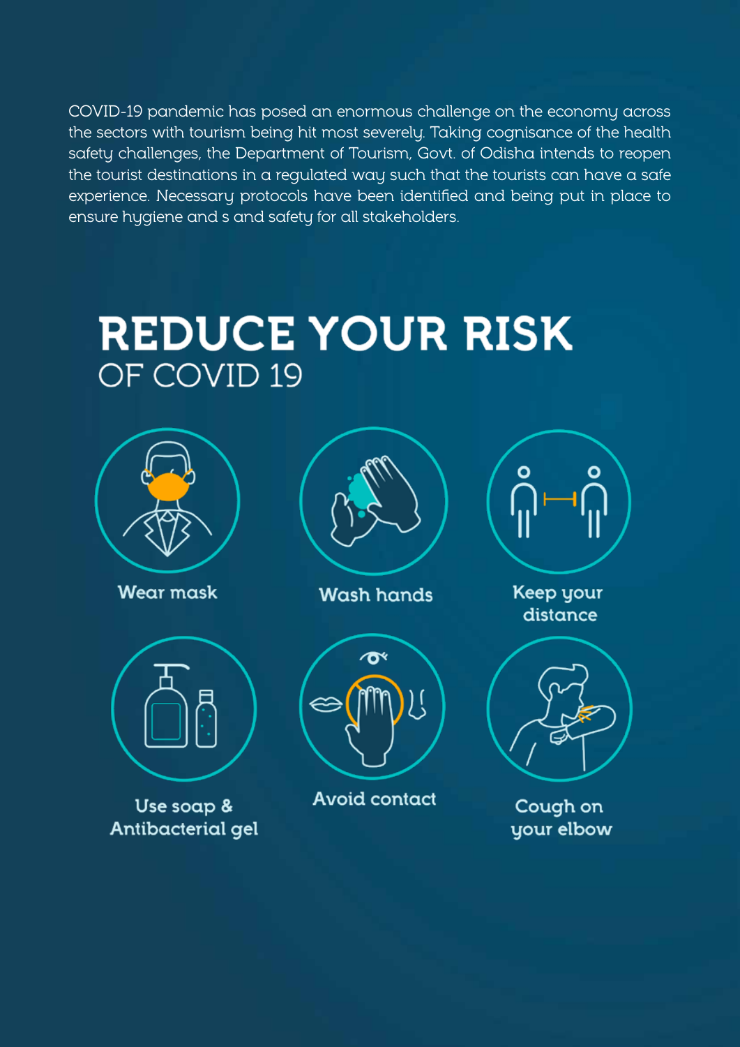COVID-19 pandemic has posed an enormous challenge on the economy across the sectors with tourism being hit most severely. Taking cognisance of the health safety challenges, the Department of Tourism, Govt. of Odisha intends to reopen the tourist destinations in a regulated way such that the tourists can have a safe experience. Necessary protocols have been identified and being put in place to ensure hygiene and s and safety for all stakeholders.

# REDUCE YOUR RISK
## OF COVID 19

- Wear mask
- Wash hands
- Keep your distance
- Use soap & Antibacterial gel
- Avoid contact
- Cough on your elbow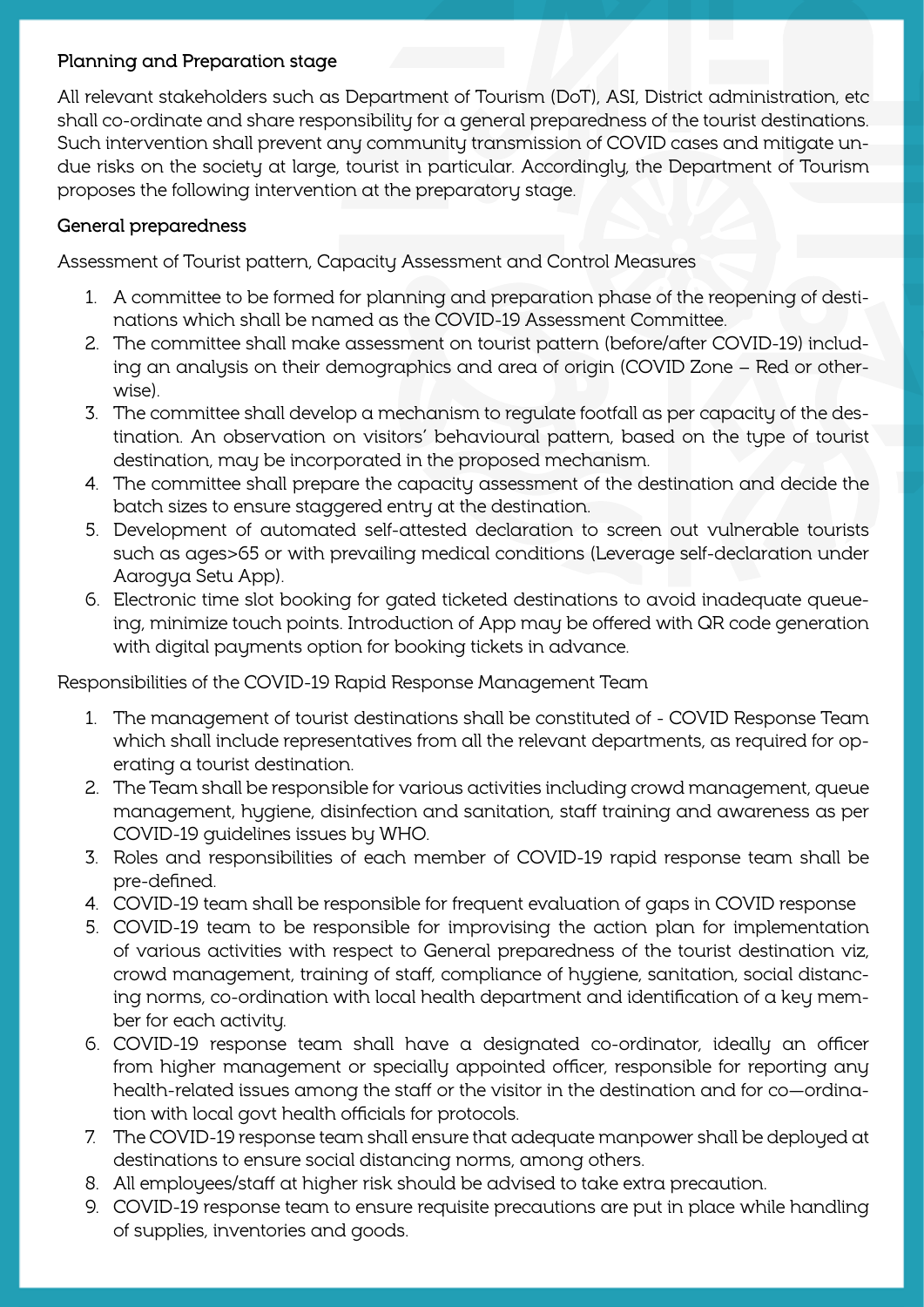### Planning and Preparation stage

All relevant stakeholders such as Department of Tourism (DoT), ASI, District administration, etc shall co-ordinate and share responsibility for a general preparedness of the tourist destinations. Such intervention shall prevent any community transmission of COVID cases and mitigate undue risks on the society at large, tourist in particular. Accordingly, the Department of Tourism proposes the following intervention at the preparatory stage.

### General preparedness

Assessment of Tourist pattern, Capacity Assessment and Control Measures

1. A committee to be formed for planning and preparation phase of the reopening of destinations which shall be named as the COVID-19 Assessment Committee.
2. The committee shall make assessment on tourist pattern (before/after COVID-19) including an analysis on their demographics and area of origin (COVID Zone – Red or otherwise).
3. The committee shall develop a mechanism to regulate footfall as per capacity of the destination. An observation on visitors' behavioural pattern, based on the type of tourist destination, may be incorporated in the proposed mechanism.
4. The committee shall prepare the capacity assessment of the destination and decide the batch sizes to ensure staggered entry at the destination.
5. Development of automated self-attested declaration to screen out vulnerable tourists such as ages>65 or with prevailing medical conditions (Leverage self-declaration under Aarogya Setu App).
6. Electronic time slot booking for gated ticketed destinations to avoid inadequate queueing, minimize touch points. Introduction of App may be offered with QR code generation with digital payments option for booking tickets in advance.

Responsibilities of the COVID-19 Rapid Response Management Team

1. The management of tourist destinations shall be constituted of - COVID Response Team which shall include representatives from all the relevant departments, as required for operating a tourist destination.
2. The Team shall be responsible for various activities including crowd management, queue management, hygiene, disinfection and sanitation, staff training and awareness as per COVID-19 guidelines issues by WHO.
3. Roles and responsibilities of each member of COVID-19 rapid response team shall be pre-defined.
4. COVID-19 team shall be responsible for frequent evaluation of gaps in COVID response
5. COVID-19 team to be responsible for improvising the action plan for implementation of various activities with respect to General preparedness of the tourist destination viz, crowd management, training of staff, compliance of hygiene, sanitation, social distancing norms, co-ordination with local health department and identification of a key member for each activity.
6. COVID-19 response team shall have a designated co-ordinator, ideally an officer from higher management or specially appointed officer, responsible for reporting any health-related issues among the staff or the visitor in the destination and for co—ordination with local govt health officials for protocols.
7. The COVID-19 response team shall ensure that adequate manpower shall be deployed at destinations to ensure social distancing norms, among others.
8. All employees/staff at higher risk should be advised to take extra precaution.
9. COVID-19 response team to ensure requisite precautions are put in place while handling of supplies, inventories and goods.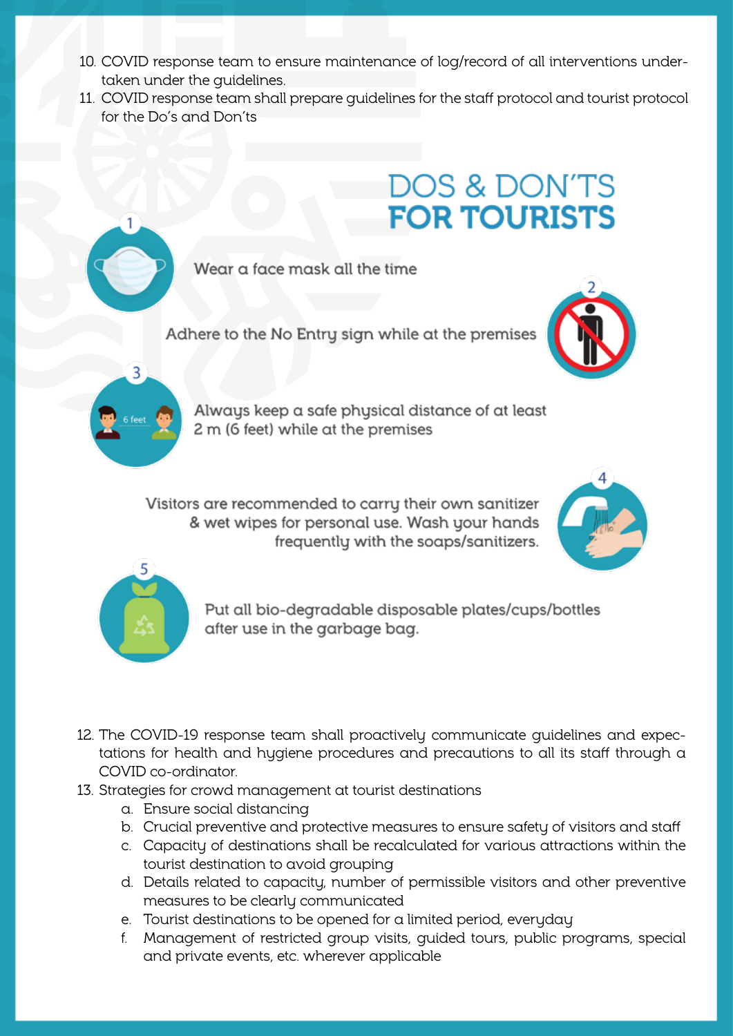10. COVID response team to ensure maintenance of log/record of all interventions undertaken under the guidelines.
11. COVID response team shall prepare guidelines for the staff protocol and tourist protocol for the Do's and Don'ts

## DOS & DON'TS FOR TOURISTS

1. Wear a face mask all the time
2. Adhere to the No Entry sign while at the premises
3. Always keep a safe physical distance of at least 2 m (6 feet) while at the premises
4. Visitors are recommended to carry their own sanitizer & wet wipes for personal use. Wash your hands frequently with the soaps/sanitizers.
5. Put all bio-degradable disposable plates/cups/bottles after use in the garbage bag.

12. The COVID-19 response team shall proactively communicate guidelines and expectations for health and hygiene procedures and precautions to all its staff through a COVID co-ordinator.
13. Strategies for crowd management at tourist destinations
    a. Ensure social distancing
    b. Crucial preventive and protective measures to ensure safety of visitors and staff
    c. Capacity of destinations shall be recalculated for various attractions within the tourist destination to avoid grouping
    d. Details related to capacity, number of permissible visitors and other preventive measures to be clearly communicated
    e. Tourist destinations to be opened for a limited period, everyday
    f. Management of restricted group visits, guided tours, public programs, special and private events, etc. wherever applicable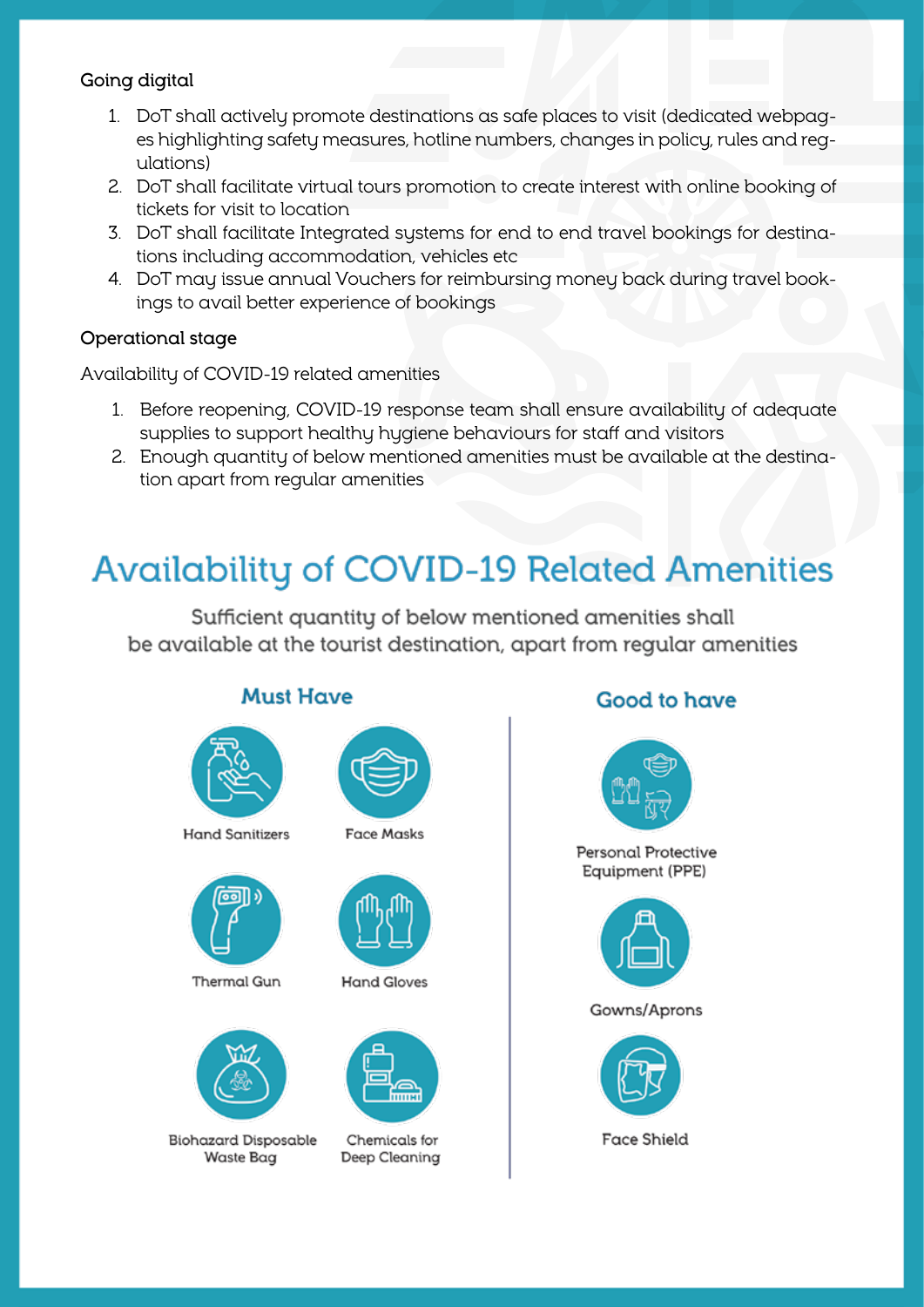**Going digital**

1. DoT shall actively promote destinations as safe places to visit (dedicated webpages highlighting safety measures, hotline numbers, changes in policy, rules and regulations)
2. DoT shall facilitate virtual tours promotion to create interest with online booking of tickets for visit to location
3. DoT shall facilitate Integrated systems for end to end travel bookings for destinations including accommodation, vehicles etc
4. DoT may issue annual Vouchers for reimbursing money back during travel bookings to avail better experience of bookings

**Operational stage**

Availability of COVID-19 related amenities

1. Before reopening, COVID-19 response team shall ensure availability of adequate supplies to support healthy hygiene behaviours for staff and visitors
2. Enough quantity of below mentioned amenities must be available at the destination apart from regular amenities

## Availability of COVID-19 Related Amenities

Sufficient quantity of below mentioned amenities shall be available at the tourist destination, apart from regular amenities

**Must Have**

- Hand Sanitizers
- Face Masks
- Thermal Gun
- Hand Gloves
- Biohazard Disposable Waste Bag
- Chemicals for Deep Cleaning

**Good to have**

- Personal Protective Equipment (PPE)
- Gowns/Aprons
- Face Shield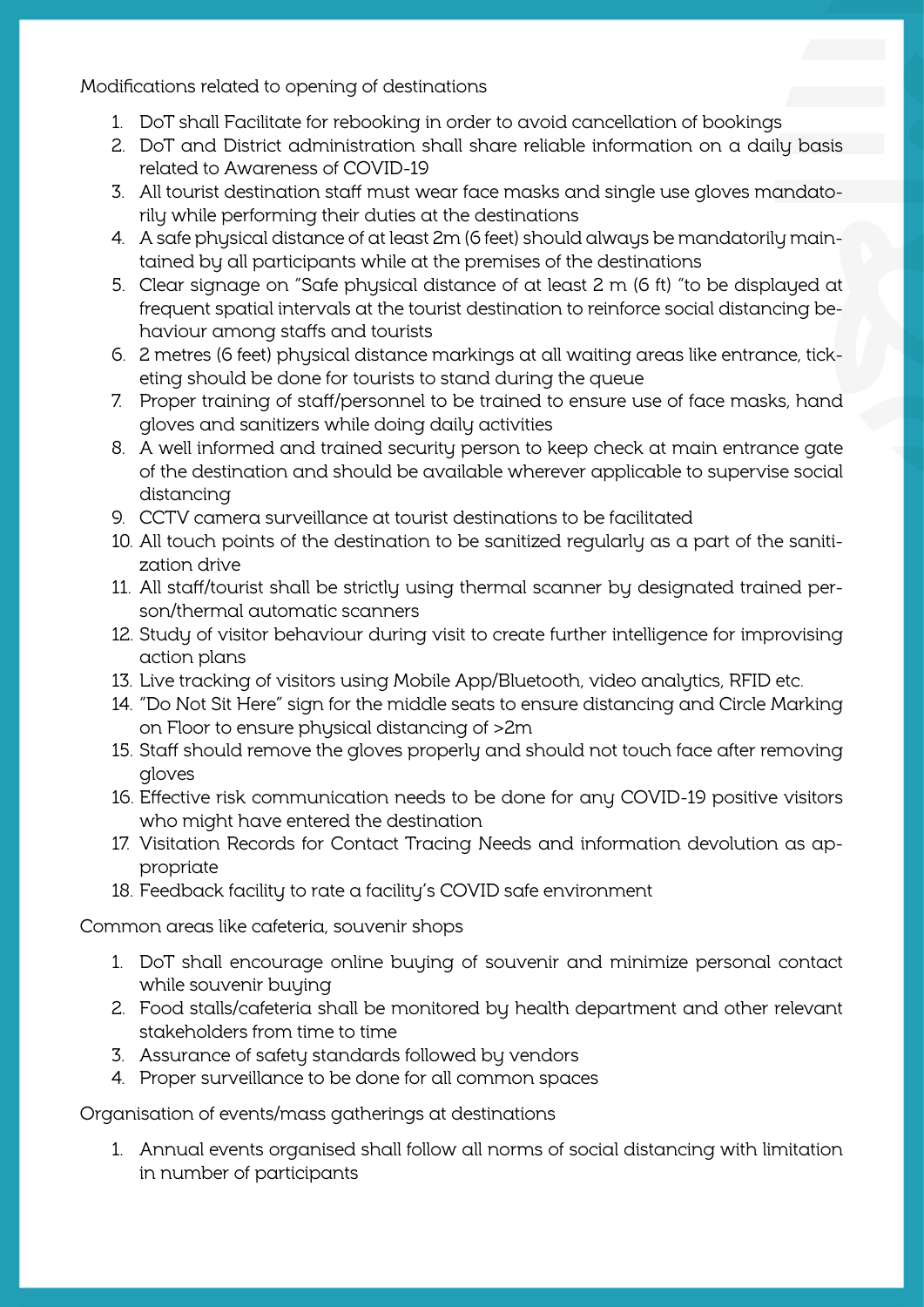Modifications related to opening of destinations

1. DoT shall Facilitate for rebooking in order to avoid cancellation of bookings
2. DoT and District administration shall share reliable information on a daily basis related to Awareness of COVID-19
3. All tourist destination staff must wear face masks and single use gloves mandatorily while performing their duties at the destinations
4. A safe physical distance of at least 2m (6 feet) should always be mandatorily maintained by all participants while at the premises of the destinations
5. Clear signage on "Safe physical distance of at least 2 m (6 ft) "to be displayed at frequent spatial intervals at the tourist destination to reinforce social distancing behaviour among staffs and tourists
6. 2 metres (6 feet) physical distance markings at all waiting areas like entrance, ticketing should be done for tourists to stand during the queue
7. Proper training of staff/personnel to be trained to ensure use of face masks, hand gloves and sanitizers while doing daily activities
8. A well informed and trained security person to keep check at main entrance gate of the destination and should be available wherever applicable to supervise social distancing
9. CCTV camera surveillance at tourist destinations to be facilitated
10. All touch points of the destination to be sanitized regularly as a part of the sanitization drive
11. All staff/tourist shall be strictly using thermal scanner by designated trained person/thermal automatic scanners
12. Study of visitor behaviour during visit to create further intelligence for improvising action plans
13. Live tracking of visitors using Mobile App/Bluetooth, video analytics, RFID etc.
14. "Do Not Sit Here" sign for the middle seats to ensure distancing and Circle Marking on Floor to ensure physical distancing of >2m
15. Staff should remove the gloves properly and should not touch face after removing gloves
16. Effective risk communication needs to be done for any COVID-19 positive visitors who might have entered the destination
17. Visitation Records for Contact Tracing Needs and information devolution as appropriate
18. Feedback facility to rate a facility's COVID safe environment

Common areas like cafeteria, souvenir shops

1. DoT shall encourage online buying of souvenir and minimize personal contact while souvenir buying
2. Food stalls/cafeteria shall be monitored by health department and other relevant stakeholders from time to time
3. Assurance of safety standards followed by vendors
4. Proper surveillance to be done for all common spaces

Organisation of events/mass gatherings at destinations

1. Annual events organised shall follow all norms of social distancing with limitation in number of participants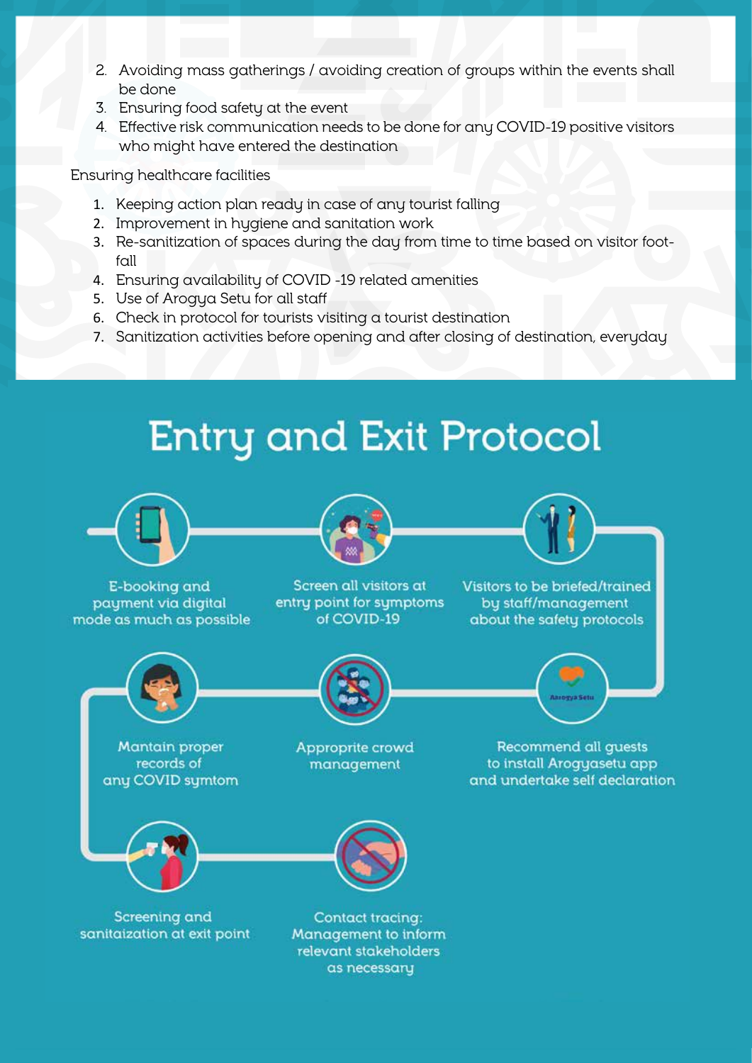2. Avoiding mass gatherings / avoiding creation of groups within the events shall be done
3. Ensuring food safety at the event
4. Effective risk communication needs to be done for any COVID-19 positive visitors who might have entered the destination

Ensuring healthcare facilities

1. Keeping action plan ready in case of any tourist falling
2. Improvement in hygiene and sanitation work
3. Re-sanitization of spaces during the day from time to time based on visitor foot-fall
4. Ensuring availability of COVID -19 related amenities
5. Use of Arogya Setu for all staff
6. Check in protocol for tourists visiting a tourist destination
7. Sanitization activities before opening and after closing of destination, everyday

# Entry and Exit Protocol

- E-booking and payment via digital mode as much as possible
- Screen all visitors at entry point for symptoms of COVID-19
- Visitors to be briefed/trained by staff/management about the safety protocols
- Recommend all guests to install Arogyasetu app and undertake self declaration
- Approprite crowd management
- Mantain proper records of any COVID symtom
- Screening and sanitaization at exit point
- Contact tracing: Management to inform relevant stakeholders as necessary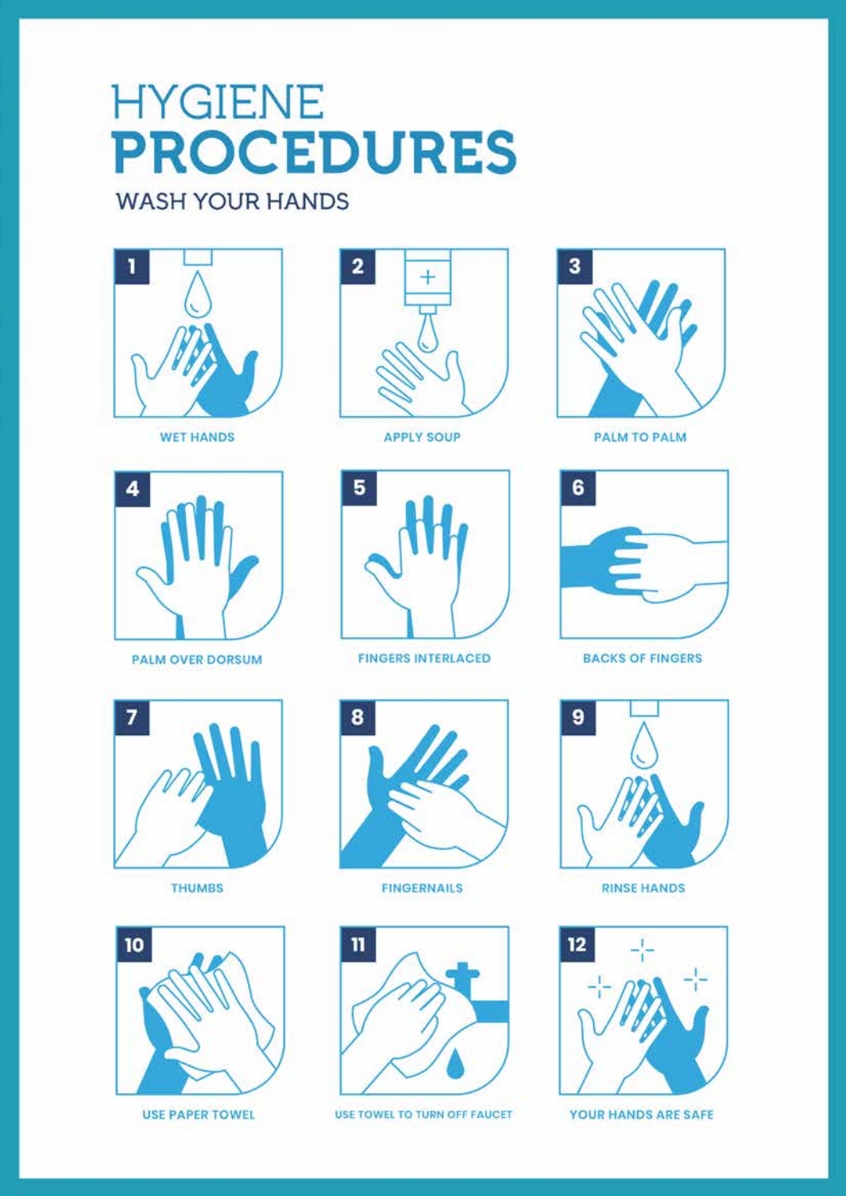# HYGIENE
# PROCEDURES

## WASH YOUR HANDS

1. WET HANDS
2. APPLY SOUP
3. PALM TO PALM
4. PALM OVER DORSUM
5. FINGERS INTERLACED
6. BACKS OF FINGERS
7. THUMBS
8. FINGERNAILS
9. RINSE HANDS
10. USE PAPER TOWEL
11. USE TOWEL TO TURN OFF FAUCET
12. YOUR HANDS ARE SAFE